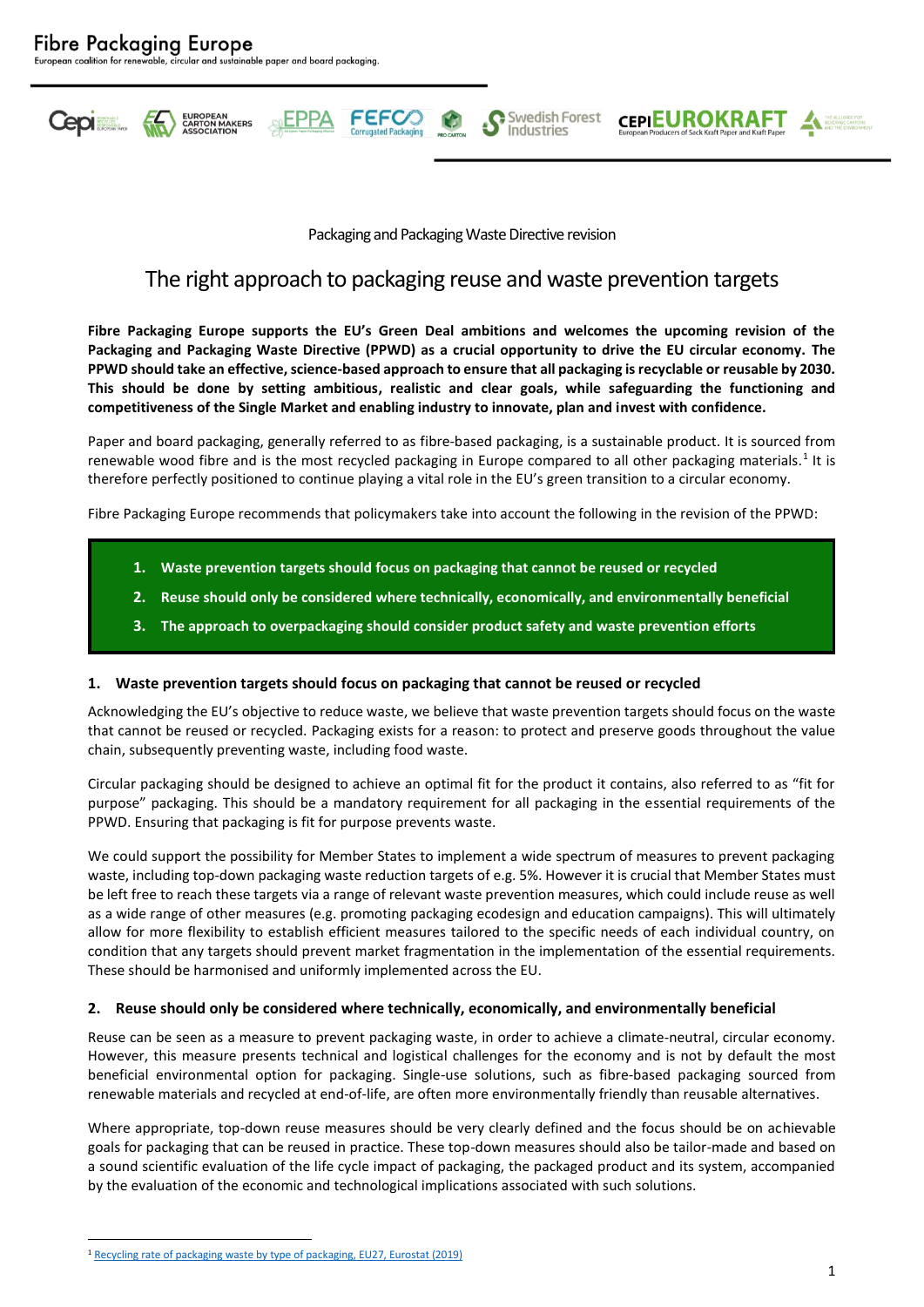# Fibre Packaging Europe

European coalition for renewable, circular and sustainable paper and board packaging.

Packaging and Packaging Waste Directive revision

## The right approach to packaging reuse and waste prevention targets

**Fibre Packaging Europe supports the EU's Green Deal ambitions and welcomes the upcoming revision of the Packaging and Packaging Waste Directive (PPWD) as a crucial opportunity to drive the EU circular economy. The PPWD should take an effective, science-based approach to ensure that all packaging is recyclable or reusable by 2030. This should be done by setting ambitious, realistic and clear goals, while safeguarding the functioning and competitiveness of the Single Market and enabling industry to innovate, plan and invest with confidence.**

Paper and board packaging, generally referred to as fibre-based packaging, is a sustainable product. It is sourced from renewable wood fibre and is the most recycled packaging in Europe compared to all other packaging materials.[1] It is therefore perfectly positioned to continue playing a vital role in the EU's green transition to a circular economy.

Fibre Packaging Europe recommends that policymakers take into account the following in the revision of the PPWD:

1. **Waste prevention targets should focus on packaging that cannot be reused or recycled**
2. **Reuse should only be considered where technically, economically, and environmentally beneficial**
3. **The approach to overpackaging should consider product safety and waste prevention efforts**

### 1. Waste prevention targets should focus on packaging that cannot be reused or recycled

Acknowledging the EU's objective to reduce waste, we believe that waste prevention targets should focus on the waste that cannot be reused or recycled. Packaging exists for a reason: to protect and preserve goods throughout the value chain, subsequently preventing waste, including food waste.

Circular packaging should be designed to achieve an optimal fit for the product it contains, also referred to as "fit for purpose" packaging. This should be a mandatory requirement for all packaging in the essential requirements of the PPWD. Ensuring that packaging is fit for purpose prevents waste.

We could support the possibility for Member States to implement a wide spectrum of measures to prevent packaging waste, including top-down packaging waste reduction targets of e.g. 5%. However it is crucial that Member States must be left free to reach these targets via a range of relevant waste prevention measures, which could include reuse as well as a wide range of other measures (e.g. promoting packaging ecodesign and education campaigns). This will ultimately allow for more flexibility to establish efficient measures tailored to the specific needs of each individual country, on condition that any targets should prevent market fragmentation in the implementation of the essential requirements. These should be harmonised and uniformly implemented across the EU.

### 2. Reuse should only be considered where technically, economically, and environmentally beneficial

Reuse can be seen as a measure to prevent packaging waste, in order to achieve a climate-neutral, circular economy. However, this measure presents technical and logistical challenges for the economy and is not by default the most beneficial environmental option for packaging. Single-use solutions, such as fibre-based packaging sourced from renewable materials and recycled at end-of-life, are often more environmentally friendly than reusable alternatives.

Where appropriate, top-down reuse measures should be very clearly defined and the focus should be on achievable goals for packaging that can be reused in practice. These top-down measures should also be tailor-made and based on a sound scientific evaluation of the life cycle impact of packaging, the packaged product and its system, accompanied by the evaluation of the economic and technological implications associated with such solutions.

[1] Recycling rate of packaging waste by type of packaging, EU27, Eurostat (2019)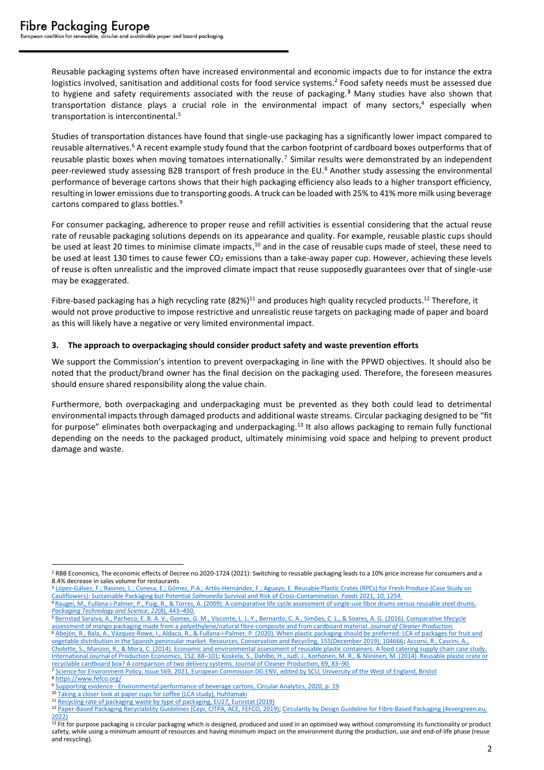Reusable packaging systems often have increased environmental and economic impacts due to for instance the extra logistics involved, sanitisation and additional costs for food service systems.[2] Food safety needs must be assessed due to hygiene and safety requirements associated with the reuse of packaging.[3] Many studies have also shown that transportation distance plays a crucial role in the environmental impact of many sectors,[4] especially when transportation is intercontinental.[5]

Studies of transportation distances have found that single-use packaging has a significantly lower impact compared to reusable alternatives.[6] A recent example study found that the carbon footprint of cardboard boxes outperforms that of reusable plastic boxes when moving tomatoes internationally.[7] Similar results were demonstrated by an independent peer-reviewed study assessing B2B transport of fresh produce in the EU.[8] Another study assessing the environmental performance of beverage cartons shows that their high packaging efficiency also leads to a higher transport efficiency, resulting in lower emissions due to transporting goods. A truck can be loaded with 25% to 41% more milk using beverage cartons compared to glass bottles.[9]

For consumer packaging, adherence to proper reuse and refill activities is essential considering that the actual reuse rate of reusable packaging solutions depends on its appearance and quality. For example, reusable plastic cups should be used at least 20 times to minimise climate impacts,[10] and in the case of reusable cups made of steel, these need to be used at least 130 times to cause fewer $CO_2$ emissions than a take-away paper cup. However, achieving these levels of reuse is often unrealistic and the improved climate impact that reuse supposedly guarantees over that of single-use may be exaggerated.

Fibre-based packaging has a high recycling rate (82%)[11] and produces high quality recycled products.[12] Therefore, it would not prove productive to impose restrictive and unrealistic reuse targets on packaging made of paper and board as this will likely have a negative or very limited environmental impact.

### 3. The approach to overpackaging should consider product safety and waste prevention efforts

We support the Commission's intention to prevent overpackaging in line with the PPWD objectives. It should also be noted that the product/brand owner has the final decision on the packaging used. Therefore, the foreseen measures should ensure shared responsibility along the value chain.

Furthermore, both overpackaging and underpackaging must be prevented as they both could lead to detrimental environmental impacts through damaged products and additional waste streams. Circular packaging designed to be "fit for purpose" eliminates both overpackaging and underpackaging.[13] It also allows packaging to remain fully functional depending on the needs to the packaged product, ultimately minimising void space and helping to prevent product damage and waste.

---

[2] RBB Economics, The economic effects of Decree no.2020-1724 (2021): Switching to reusable packaging leads to a 10% price increase for consumers and a 8.4% decrease in sales volume for restaurants

[3] López-Gálvez, F.; Rasines, L.; Conesa, E.; Gómez, P.A.; Artés-Hernández, F.; Aguayo, E. Reusable Plastic Crates (RPCs) for Fresh Produce (Case Study on Cauliflowers): Sustainable Packaging but Potential *Salmonella* Survival and Risk of Cross-Contamination. *Foods* 2021, *10*, 1254.

[4] Raugei, M., Fullana-i-Palmer, P., Puig, R., & Torres, A. (2009). A comparative life cycle assessment of single-use fibre drums versus reusable steel drums. *Packaging Technology and Science*, *22*(8), 443–450.

[5] Bernstad Saraiva, A., Pacheco, E. B. A. V., Gomes, G. M., Visconte, L. L. Y., Bernardo, C. A., Simões, C. L., & Soares, A. G. (2016). Comparative lifecycle assessment of mango packaging made from a polyethylene/natural fibre-composite and from cardboard material. *Journal of Cleaner Production*.

[6] Abejón, R., Bala, A., Vázquez-Rowe, I., Aldaco, R., & Fullana-i-Palmer, P. (2020). When plastic packaging should be preferred: LCA of packages for fruit and vegetable distribution in the Spanish peninsular market. Resources, Conservation and Recycling, 155(December 2019), 104666; Accorsi, R., Cascini, A., Cholette, S., Manzini, R., & Mora, C. (2014). Economic and environmental assessment of reusable plastic containers: A food catering supply chain case study. International Journal of Production Economics, 152, 88–101; Koskela, S., Dahlbo, H., Judl, J., Korhonen, M. R., & Niininen, M. (2014). Reusable plastic crate or recyclable cardboard box? A comparison of two delivery systems. Journal of Cleaner Production, 69, 83–90.

[7] Science for Environment Policy, Issue 569, 2021, European Commission DG ENV, edited by SCU, University of the West of England, Bristol

[8] https://www.fefco.org/

[9] Supporting evidence - Environmental performance of beverage cartons, Circular Analytics, 2020, p. 19

[10] Taking a closer look at paper cups for coffee (LCA study), Huhtamaki

[11] Recycling rate of packaging waste by type of packaging, EU27, Eurostat (2019)

[12] Paper-Based Packaging Recyclability Guidelines (Cepi, CITPA, ACE, FEFCO, 2019); Circularity by Design Guideline for Fibre-Based Packaging (4evergreen.eu, 2022)

[13] Fit for purpose packaging is circular packaging which is designed, produced and used in an optimised way without compromising its functionality or product safety, while using a minimum amount of resources and having minimum impact on the environment during the production, use and end-of-life phase (reuse and recycling).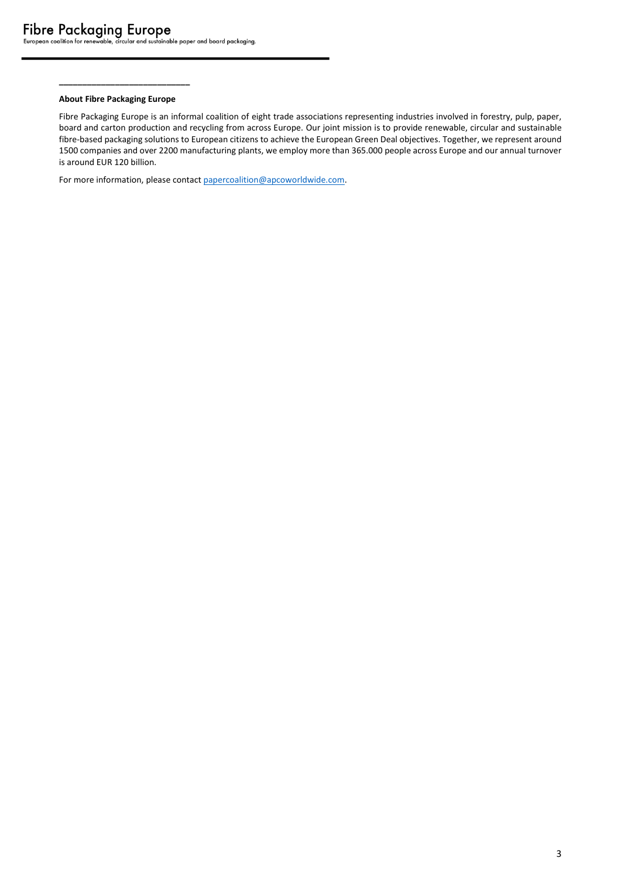**About Fibre Packaging Europe**

Fibre Packaging Europe is an informal coalition of eight trade associations representing industries involved in forestry, pulp, paper, board and carton production and recycling from across Europe. Our joint mission is to provide renewable, circular and sustainable fibre-based packaging solutions to European citizens to achieve the European Green Deal objectives. Together, we represent around 1500 companies and over 2200 manufacturing plants, we employ more than 365.000 people across Europe and our annual turnover is around EUR 120 billion.

For more information, please contact papercoalition@apcoworldwide.com.